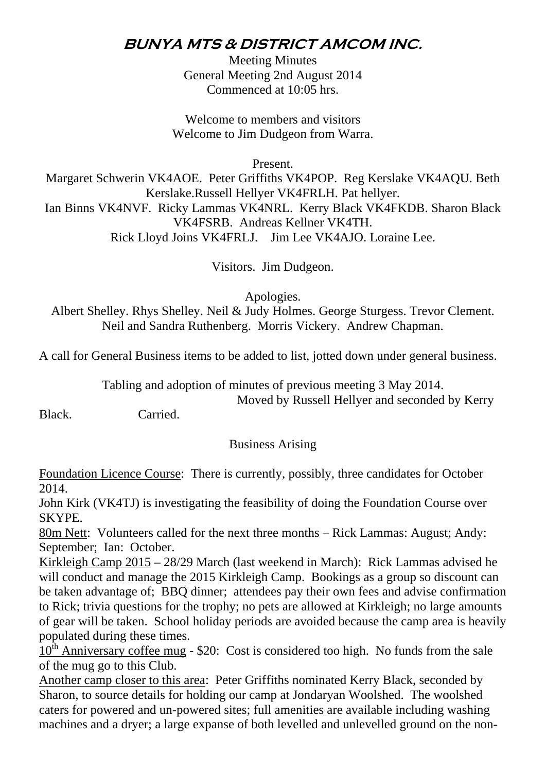# BUNYA MTS & DISTRICT AMCOM INC.

Meeting Minutes
General Meeting 2nd August 2014
Commenced at 10:05 hrs.

Welcome to members and visitors
Welcome to Jim Dudgeon from Warra.

Present.

Margaret Schwerin VK4AOE. Peter Griffiths VK4POP. Reg Kerslake VK4AQU. Beth Kerslake.Russell Hellyer VK4FRLH. Pat hellyer.
Ian Binns VK4NVF. Ricky Lammas VK4NRL. Kerry Black VK4FKDB. Sharon Black VK4FSRB. Andreas Kellner VK4TH.
Rick Lloyd Joins VK4FRLJ. Jim Lee VK4AJO. Loraine Lee.

Visitors. Jim Dudgeon.

Apologies.

Albert Shelley. Rhys Shelley. Neil & Judy Holmes. George Sturgess. Trevor Clement. Neil and Sandra Ruthenberg. Morris Vickery. Andrew Chapman.

A call for General Business items to be added to list, jotted down under general business.

Tabling and adoption of minutes of previous meeting 3 May 2014.
Moved by Russell Hellyer and seconded by Kerry Black. Carried.

Business Arising

Foundation Licence Course: There is currently, possibly, three candidates for October 2014.
John Kirk (VK4TJ) is investigating the feasibility of doing the Foundation Course over SKYPE.
80m Nett: Volunteers called for the next three months – Rick Lammas: August; Andy: September; Ian: October.
Kirkleigh Camp 2015 – 28/29 March (last weekend in March): Rick Lammas advised he will conduct and manage the 2015 Kirkleigh Camp. Bookings as a group so discount can be taken advantage of; BBQ dinner; attendees pay their own fees and advise confirmation to Rick; trivia questions for the trophy; no pets are allowed at Kirkleigh; no large amounts of gear will be taken. School holiday periods are avoided because the camp area is heavily populated during these times.
10th Anniversary coffee mug - $20: Cost is considered too high. No funds from the sale of the mug go to this Club.
Another camp closer to this area: Peter Griffiths nominated Kerry Black, seconded by Sharon, to source details for holding our camp at Jondaryan Woolshed. The woolshed caters for powered and un-powered sites; full amenities are available including washing machines and a dryer; a large expanse of both levelled and unlevelled ground on the non-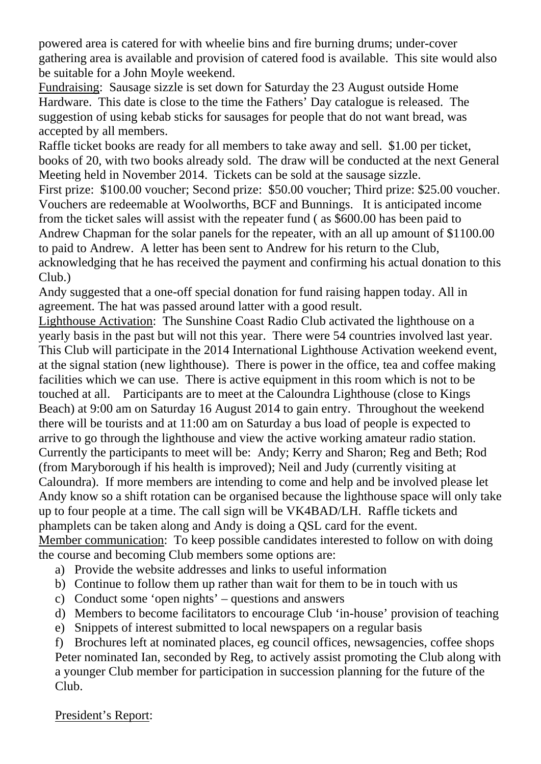powered area is catered for with wheelie bins and fire burning drums; under-cover gathering area is available and provision of catered food is available. This site would also be suitable for a John Moyle weekend.

Fundraising: Sausage sizzle is set down for Saturday the 23 August outside Home Hardware. This date is close to the time the Fathers' Day catalogue is released. The suggestion of using kebab sticks for sausages for people that do not want bread, was accepted by all members.

Raffle ticket books are ready for all members to take away and sell. $1.00 per ticket, books of 20, with two books already sold. The draw will be conducted at the next General Meeting held in November 2014. Tickets can be sold at the sausage sizzle.

First prize: $100.00 voucher; Second prize: $50.00 voucher; Third prize: $25.00 voucher. Vouchers are redeemable at Woolworths, BCF and Bunnings. It is anticipated income from the ticket sales will assist with the repeater fund ( as $600.00 has been paid to Andrew Chapman for the solar panels for the repeater, with an all up amount of $1100.00 to paid to Andrew. A letter has been sent to Andrew for his return to the Club, acknowledging that he has received the payment and confirming his actual donation to this Club.)

Andy suggested that a one-off special donation for fund raising happen today. All in agreement. The hat was passed around latter with a good result.

Lighthouse Activation: The Sunshine Coast Radio Club activated the lighthouse on a yearly basis in the past but will not this year. There were 54 countries involved last year. This Club will participate in the 2014 International Lighthouse Activation weekend event, at the signal station (new lighthouse). There is power in the office, tea and coffee making facilities which we can use. There is active equipment in this room which is not to be touched at all. Participants are to meet at the Caloundra Lighthouse (close to Kings Beach) at 9:00 am on Saturday 16 August 2014 to gain entry. Throughout the weekend there will be tourists and at 11:00 am on Saturday a bus load of people is expected to arrive to go through the lighthouse and view the active working amateur radio station. Currently the participants to meet will be: Andy; Kerry and Sharon; Reg and Beth; Rod (from Maryborough if his health is improved); Neil and Judy (currently visiting at Caloundra). If more members are intending to come and help and be involved please let Andy know so a shift rotation can be organised because the lighthouse space will only take up to four people at a time. The call sign will be VK4BAD/LH. Raffle tickets and phamplets can be taken along and Andy is doing a QSL card for the event.

Member communication: To keep possible candidates interested to follow on with doing the course and becoming Club members some options are:

a) Provide the website addresses and links to useful information
b) Continue to follow them up rather than wait for them to be in touch with us
c) Conduct some 'open nights' – questions and answers
d) Members to become facilitators to encourage Club 'in-house' provision of teaching
e) Snippets of interest submitted to local newspapers on a regular basis
f) Brochures left at nominated places, eg council offices, newsagencies, coffee shops

Peter nominated Ian, seconded by Reg, to actively assist promoting the Club along with a younger Club member for participation in succession planning for the future of the Club.

President's Report: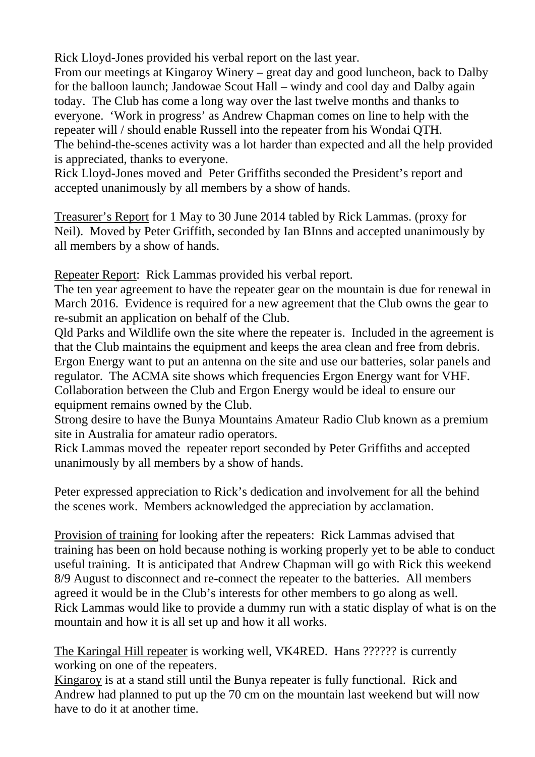Rick Lloyd-Jones provided his verbal report on the last year.
From our meetings at Kingaroy Winery – great day and good luncheon, back to Dalby for the balloon launch; Jandowae Scout Hall – windy and cool day and Dalby again today. The Club has come a long way over the last twelve months and thanks to everyone. 'Work in progress' as Andrew Chapman comes on line to help with the repeater will / should enable Russell into the repeater from his Wondai QTH.
The behind-the-scenes activity was a lot harder than expected and all the help provided is appreciated, thanks to everyone.
Rick Lloyd-Jones moved and Peter Griffiths seconded the President's report and accepted unanimously by all members by a show of hands.

Treasurer's Report for 1 May to 30 June 2014 tabled by Rick Lammas. (proxy for Neil). Moved by Peter Griffith, seconded by Ian BInns and accepted unanimously by all members by a show of hands.

Repeater Report: Rick Lammas provided his verbal report.
The ten year agreement to have the repeater gear on the mountain is due for renewal in March 2016. Evidence is required for a new agreement that the Club owns the gear to re-submit an application on behalf of the Club.
Qld Parks and Wildlife own the site where the repeater is. Included in the agreement is that the Club maintains the equipment and keeps the area clean and free from debris.
Ergon Energy want to put an antenna on the site and use our batteries, solar panels and regulator. The ACMA site shows which frequencies Ergon Energy want for VHF.
Collaboration between the Club and Ergon Energy would be ideal to ensure our equipment remains owned by the Club.
Strong desire to have the Bunya Mountains Amateur Radio Club known as a premium site in Australia for amateur radio operators.
Rick Lammas moved the repeater report seconded by Peter Griffiths and accepted unanimously by all members by a show of hands.

Peter expressed appreciation to Rick's dedication and involvement for all the behind the scenes work. Members acknowledged the appreciation by acclamation.

Provision of training for looking after the repeaters: Rick Lammas advised that training has been on hold because nothing is working properly yet to be able to conduct useful training. It is anticipated that Andrew Chapman will go with Rick this weekend 8/9 August to disconnect and re-connect the repeater to the batteries. All members agreed it would be in the Club's interests for other members to go along as well.
Rick Lammas would like to provide a dummy run with a static display of what is on the mountain and how it is all set up and how it all works.

The Karingal Hill repeater is working well, VK4RED. Hans ?????? is currently working on one of the repeaters.
Kingaroy is at a stand still until the Bunya repeater is fully functional. Rick and Andrew had planned to put up the 70 cm on the mountain last weekend but will now have to do it at another time.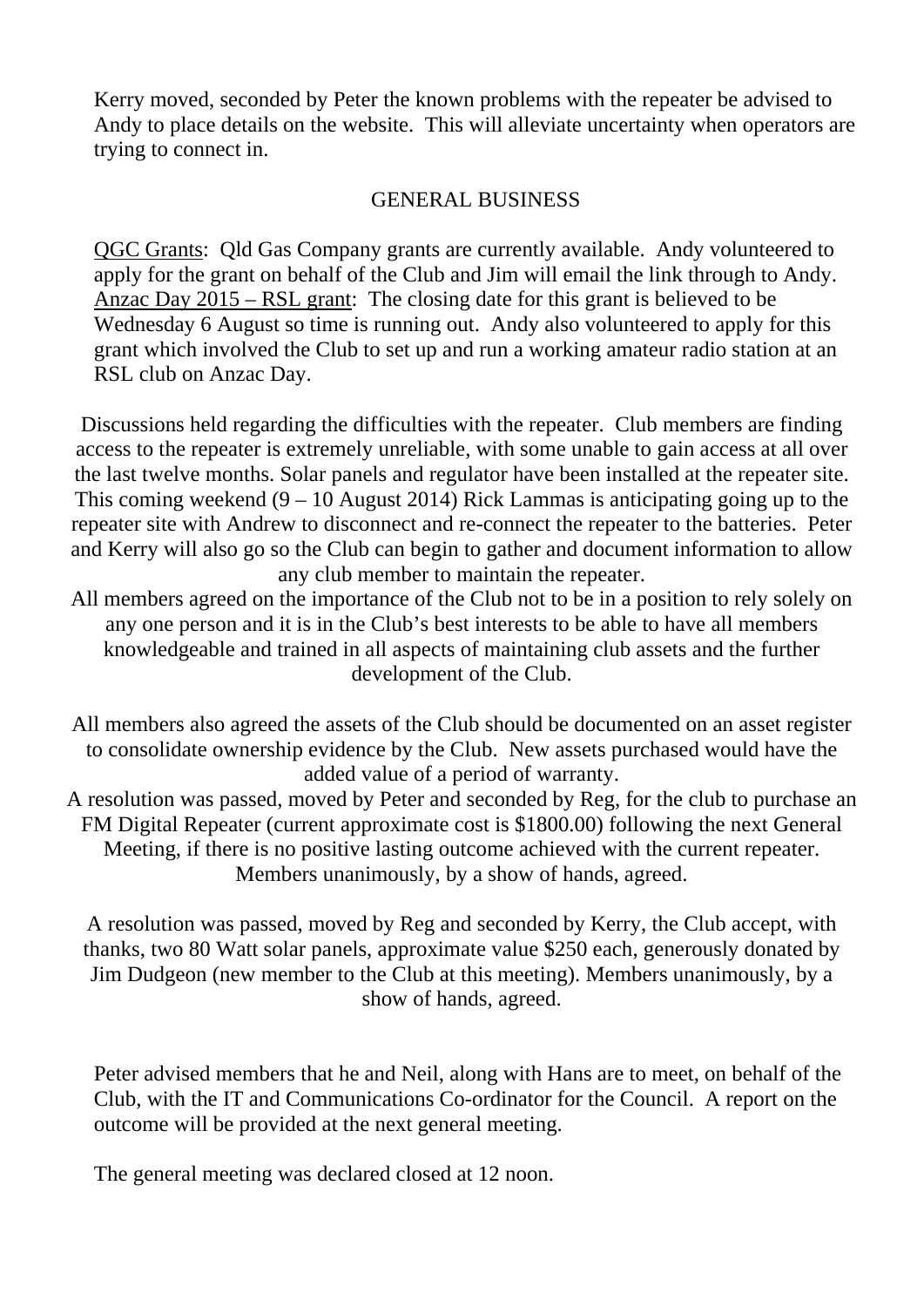Kerry moved, seconded by Peter the known problems with the repeater be advised to Andy to place details on the website. This will alleviate uncertainty when operators are trying to connect in.

## GENERAL BUSINESS

<u>QGC Grants</u>: Qld Gas Company grants are currently available. Andy volunteered to apply for the grant on behalf of the Club and Jim will email the link through to Andy. <u>Anzac Day 2015 – RSL grant</u>: The closing date for this grant is believed to be Wednesday 6 August so time is running out. Andy also volunteered to apply for this grant which involved the Club to set up and run a working amateur radio station at an RSL club on Anzac Day.

Discussions held regarding the difficulties with the repeater. Club members are finding access to the repeater is extremely unreliable, with some unable to gain access at all over the last twelve months. Solar panels and regulator have been installed at the repeater site. This coming weekend (9 – 10 August 2014) Rick Lammas is anticipating going up to the repeater site with Andrew to disconnect and re-connect the repeater to the batteries. Peter and Kerry will also go so the Club can begin to gather and document information to allow any club member to maintain the repeater.
All members agreed on the importance of the Club not to be in a position to rely solely on any one person and it is in the Club's best interests to be able to have all members knowledgeable and trained in all aspects of maintaining club assets and the further development of the Club.

All members also agreed the assets of the Club should be documented on an asset register to consolidate ownership evidence by the Club. New assets purchased would have the added value of a period of warranty.
A resolution was passed, moved by Peter and seconded by Reg, for the club to purchase an FM Digital Repeater (current approximate cost is $1800.00) following the next General Meeting, if there is no positive lasting outcome achieved with the current repeater. Members unanimously, by a show of hands, agreed.

A resolution was passed, moved by Reg and seconded by Kerry, the Club accept, with thanks, two 80 Watt solar panels, approximate value $250 each, generously donated by Jim Dudgeon (new member to the Club at this meeting). Members unanimously, by a show of hands, agreed.

Peter advised members that he and Neil, along with Hans are to meet, on behalf of the Club, with the IT and Communications Co-ordinator for the Council. A report on the outcome will be provided at the next general meeting.

The general meeting was declared closed at 12 noon.